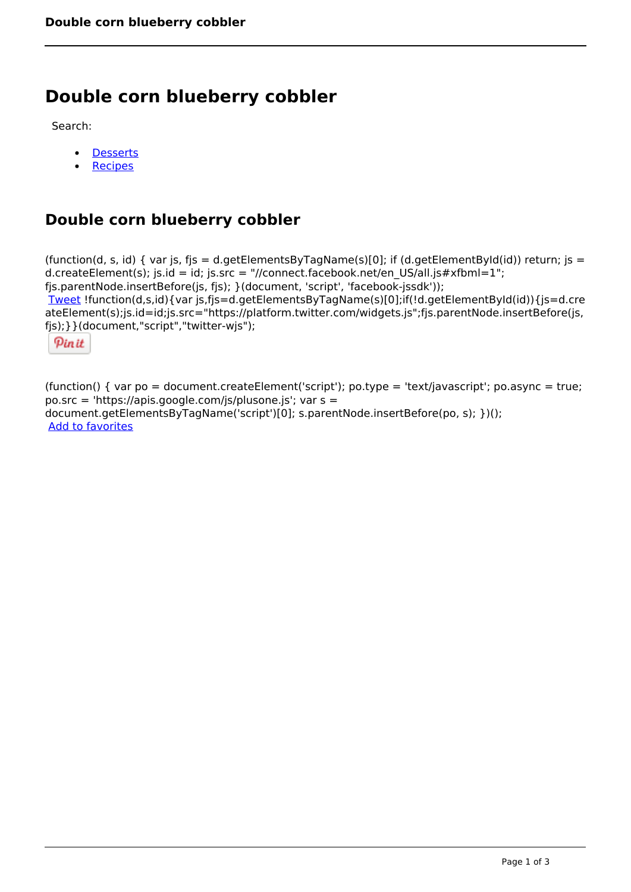# Double corn blueberry cobbler

Search:

- Desserts
- Recipes

## Double corn blueberry cobbler

(function(d, s, id) { var js, fjs = d.getElementsByTagName(s)[0]; if (d.getElementById(id)) return; js = d.createElement(s); js.id = id; js.src = "//connect.facebook.net/en_US/all.js#xfbml=1"; fjs.parentNode.insertBefore(js, fjs); }(document, 'script', 'facebook-jssdk'));
Tweet !function(d,s,id){var js,fjs=d.getElementsByTagName(s)[0];if(!d.getElementById(id)){js=d.createElement(s);js.id=id;js.src="https://platform.twitter.com/widgets.js";fjs.parentNode.insertBefore(js,fjs);}}(document,"script","twitter-wjs");

Pin it

(function() { var po = document.createElement('script'); po.type = 'text/javascript'; po.async = true; po.src = 'https://apis.google.com/js/plusone.js'; var s = document.getElementsByTagName('script')[0]; s.parentNode.insertBefore(po, s); })();
Add to favorites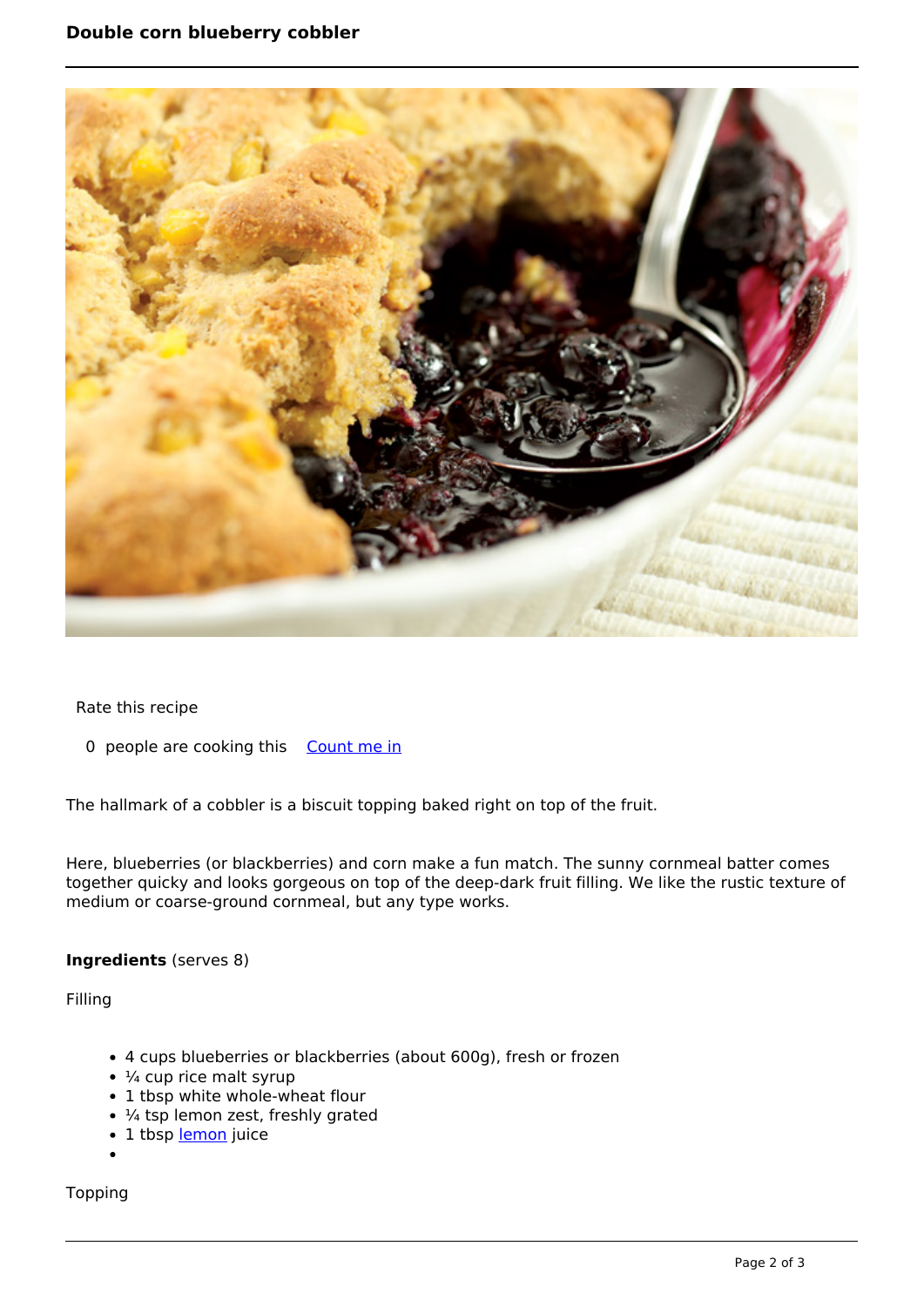Rate this recipe

0 people are cooking this [Count me in]

The hallmark of a cobbler is a biscuit topping baked right on top of the fruit.

Here, blueberries (or blackberries) and corn make a fun match. The sunny cornmeal batter comes together quicky and looks gorgeous on top of the deep-dark fruit filling. We like the rustic texture of medium or coarse-ground cornmeal, but any type works.

**Ingredients** (serves 8)

Filling

- 4 cups blueberries or blackberries (about 600g), fresh or frozen
- ¼ cup rice malt syrup
- 1 tbsp white whole-wheat flour
- ¼ tsp lemon zest, freshly grated
- 1 tbsp lemon juice

Topping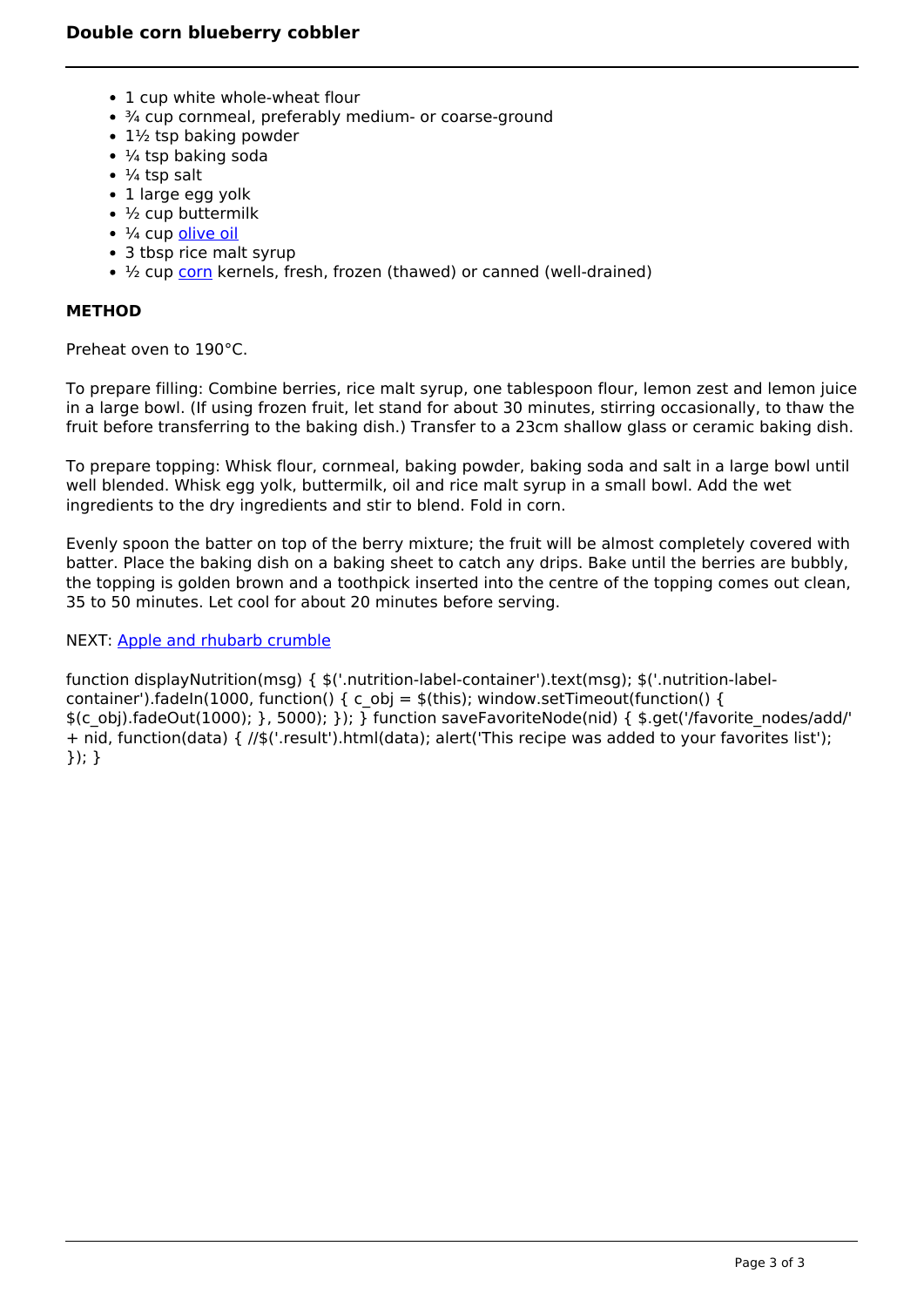**Double corn blueberry cobbler**

- 1 cup white whole-wheat flour
- ¾ cup cornmeal, preferably medium- or coarse-ground
- 1½ tsp baking powder
- ¼ tsp baking soda
- ¼ tsp salt
- 1 large egg yolk
- ½ cup buttermilk
- ¼ cup olive oil
- 3 tbsp rice malt syrup
- ½ cup corn kernels, fresh, frozen (thawed) or canned (well-drained)

**METHOD**

Preheat oven to 190°C.

To prepare filling: Combine berries, rice malt syrup, one tablespoon flour, lemon zest and lemon juice in a large bowl. (If using frozen fruit, let stand for about 30 minutes, stirring occasionally, to thaw the fruit before transferring to the baking dish.) Transfer to a 23cm shallow glass or ceramic baking dish.

To prepare topping: Whisk flour, cornmeal, baking powder, baking soda and salt in a large bowl until well blended. Whisk egg yolk, buttermilk, oil and rice malt syrup in a small bowl. Add the wet ingredients to the dry ingredients and stir to blend. Fold in corn.

Evenly spoon the batter on top of the berry mixture; the fruit will be almost completely covered with batter. Place the baking dish on a baking sheet to catch any drips. Bake until the berries are bubbly, the topping is golden brown and a toothpick inserted into the centre of the topping comes out clean, 35 to 50 minutes. Let cool for about 20 minutes before serving.

NEXT: Apple and rhubarb crumble

```
function displayNutrition(msg) { $('.nutrition-label-container').text(msg); $('.nutrition-label-container').fadeIn(1000, function() { c_obj = $(this); window.setTimeout(function() { $(c_obj).fadeOut(1000); }, 5000); }); } function saveFavoriteNode(nid) { $.get('/favorite_nodes/add/' + nid, function(data) { //$('.result').html(data); alert('This recipe was added to your favorites list'); }); }
```